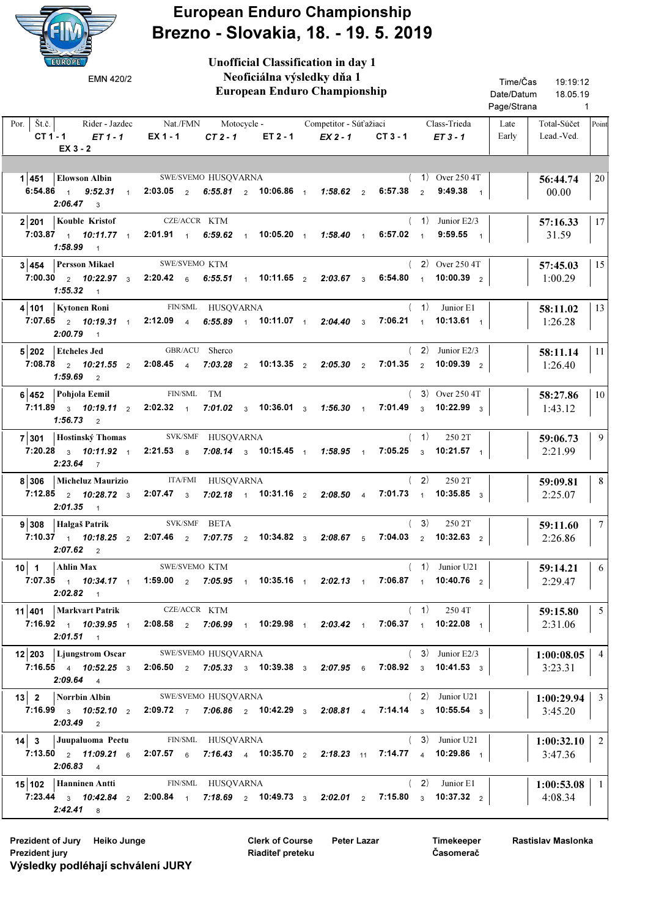# European Enduro Championship
## Brezno - Slovakia, 18. - 19. 5. 2019

EMN 420/2

**Unofficial Classification in day 1**
**Neoficiálna výsledky dňa 1**
**European Enduro Championship**

Time/Čas 19:19:12
Date/Datum 18.05.19
Page/Strana 1

| Por. | Št.č. | Rider - Jazdec | Nat./FMN | Motocycle - | Competitor - Súťažiaci | Class-Trieda | Late Early | Total-Súčet Lead.-Ved. | Point |
|---|---|---|---|---|---|---|---|---|---|
| | CT 1 - 1 / ET 1 - 1 / EX 1 - 1 / CT 2 - 1 / ET 2 - 1 / EX 2 - 1 / CT 3 - 1 / ET 3 - 1 / EX 3 - 2 | | | | | | | | |
| 1 | 451 | Elowson Albin | SWE/SVEMO | HUSQVARNA | | ( 1) Over 250 4T | | 56:44.74 / 00.00 | 20 |
| | 6:54.86 1 / 9:52.31 1 / 2:03.05 2 / 6:55.81 2 / 10:06.86 1 / 1:58.62 2 / 6:57.38 2 / 9:49.38 1 / 2:06.47 3 | | | | | | | | |
| 2 | 201 | Kouble Kristof | CZE/ACCR | KTM | | ( 1) Junior E2/3 | | 57:16.33 / 31.59 | 17 |
| | 7:03.87 1 / 10:11.77 1 / 2:01.91 1 / 6:59.62 1 / 10:05.20 1 / 1:58.40 1 / 6:57.02 1 / 9:59.55 1 / 1:58.99 1 | | | | | | | | |
| 3 | 454 | Persson Mikael | SWE/SVEMO | KTM | | ( 2) Over 250 4T | | 57:45.03 / 1:00.29 | 15 |
| | 7:00.30 2 / 10:22.97 3 / 2:20.42 6 / 6:55.51 1 / 10:11.65 2 / 2:03.67 3 / 6:54.80 1 / 10:00.39 2 / 1:55.32 1 | | | | | | | | |
| 4 | 101 | Kytonen Roni | FIN/SML | HUSQVARNA | | ( 1) Junior E1 | | 58:11.02 / 1:26.28 | 13 |
| | 7:07.65 2 / 10:19.31 1 / 2:12.09 4 / 6:55.89 1 / 10:11.07 1 / 2:04.40 3 / 7:06.21 1 / 10:13.61 1 / 2:00.79 1 | | | | | | | | |
| 5 | 202 | Etcheles Jed | GBR/ACU | Sherco | | ( 2) Junior E2/3 | | 58:11.14 / 1:26.40 | 11 |
| | 7:08.78 2 / 10:21.55 2 / 2:08.45 4 / 7:03.28 2 / 10:13.35 2 / 2:05.30 2 / 7:01.35 2 / 10:09.39 2 / 1:59.69 2 | | | | | | | | |
| 6 | 452 | Pohjola Eemil | FIN/SML | TM | | ( 3) Over 250 4T | | 58:27.86 / 1:43.12 | 10 |
| | 7:11.89 3 / 10:19.11 2 / 2:02.32 1 / 7:01.02 3 / 10:36.01 3 / 1:56.30 1 / 7:01.49 3 / 10:22.99 3 / 1:56.73 2 | | | | | | | | |
| 7 | 301 | Hostinský Thomas | SVK/SMF | HUSQVARNA | | ( 1) 250 2T | | 59:06.73 / 2:21.99 | 9 |
| | 7:20.28 3 / 10:11.92 1 / 2:21.53 8 / 7:08.14 3 / 10:15.45 1 / 1:58.95 1 / 7:05.25 3 / 10:21.57 1 / 2:23.64 7 | | | | | | | | |
| 8 | 306 | Micheluz Maurizio | ITA/FMI | HUSQVARNA | | ( 2) 250 2T | | 59:09.81 / 2:25.07 | 8 |
| | 7:12.85 2 / 10:28.72 3 / 2:07.47 3 / 7:02.18 1 / 10:31.16 2 / 2:08.50 4 / 7:01.73 1 / 10:35.85 3 / 2:01.35 1 | | | | | | | | |
| 9 | 308 | Halgaš Patrik | SVK/SMF | BETA | | ( 3) 250 2T | | 59:11.60 / 2:26.86 | 7 |
| | 7:10.37 1 / 10:18.25 2 / 2:07.46 2 / 7:07.75 2 / 10:34.82 3 / 2:08.67 5 / 7:04.03 2 / 10:32.63 2 / 2:07.62 2 | | | | | | | | |
| 10 | 1 | Ahlin Max | SWE/SVEMO | KTM | | ( 1) Junior U21 | | 59:14.21 / 2:29.47 | 6 |
| | 7:07.35 1 / 10:34.17 1 / 1:59.00 2 / 7:05.95 1 / 10:35.16 1 / 2:02.13 1 / 7:06.87 1 / 10:40.76 2 / 2:02.82 1 | | | | | | | | |
| 11 | 401 | Markvart Patrik | CZE/ACCR | KTM | | ( 1) 250 4T | | 59:15.80 / 2:31.06 | 5 |
| | 7:16.92 1 / 10:39.95 1 / 2:08.58 2 / 7:06.99 1 / 10:29.98 1 / 2:03.42 1 / 7:06.37 1 / 10:22.08 1 / 2:01.51 1 | | | | | | | | |
| 12 | 203 | Ljungstrom Oscar | SWE/SVEMO | HUSQVARNA | | ( 3) Junior E2/3 | | 1:00:08.05 / 3:23.31 | 4 |
| | 7:16.55 4 / 10:52.25 3 / 2:06.50 2 / 7:05.33 3 / 10:39.38 3 / 2:07.95 6 / 7:08.92 3 / 10:41.53 3 / 2:09.64 4 | | | | | | | | |
| 13 | 2 | Norrbin Albin | SWE/SVEMO | HUSQVARNA | | ( 2) Junior U21 | | 1:00:29.94 / 3:45.20 | 3 |
| | 7:16.99 3 / 10:52.10 2 / 2:09.72 7 / 7:06.86 2 / 10:42.29 3 / 2:08.81 4 / 7:14.14 3 / 10:55.54 3 / 2:03.49 2 | | | | | | | | |
| 14 | 3 | Juupaluoma Peetu | FIN/SML | HUSQVARNA | | ( 3) Junior U21 | | 1:00:32.10 / 3:47.36 | 2 |
| | 7:13.50 2 / 11:09.21 6 / 2:07.57 6 / 7:16.43 4 / 10:35.70 2 / 2:18.23 11 / 7:14.77 4 / 10:29.86 1 / 2:06.83 4 | | | | | | | | |
| 15 | 102 | Hanninen Antti | FIN/SML | HUSQVARNA | | ( 2) Junior E1 | | 1:00:53.08 / 4:08.34 | 1 |
| | 7:23.44 3 / 10:42.84 2 / 2:00.84 1 / 7:18.69 2 / 10:49.73 3 / 2:02.01 2 / 7:15.80 3 / 10:37.32 2 / 2:42.41 8 | | | | | | | | |

**Prezident of Jury** Heiko Junge
**Prezident jury**

**Clerk of Course** Peter Lazar
**Riaditeľ preteku**

**Timekeeper** Rastislav Maslonka
**Časomerač**

**Výsledky podliéhajú schválení JURY**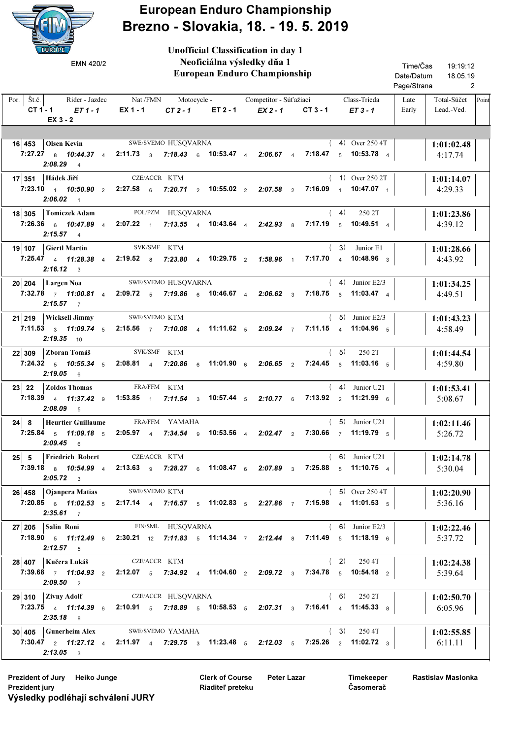# European Enduro Championship
# Brezno - Slovakia, 18. - 19. 5. 2019

EMN 420/2

**Unofficial Classification in day 1**
**Neoficiálna výsledky dňa 1**
**European Enduro Championship**

Time/Čas 19:19:12
Date/Datum 18.05.19

| Por. | Št.č. | Rider - Jazdec | Nat./FMN | Motocycle - | Competitor - Súťažiaci | Class-Trieda | Late Early | Total-Súčet Lead.-Ved. | Point |
|---|---|---|---|---|---|---|---|---|---|
| | CT 1 - 1 | ET 1 - 1 | EX 1 - 1 | CT 2 - 1 | ET 2 - 1 | EX 2 - 1 | CT 3 - 1 | ET 3 - 1 | EX 3 - 2 |
| 16 | 453 | Olsen Kevin | SWE/SVEMO | HUSQVARNA | | ( 4) Over 250 4T | | 1:01:02.48 / 4:17.74 | |
| | 7:27.27 8 | 10:44.37 4 | 2:11.73 3 | 7:18.43 6 | 10:53.47 4 | 2:06.67 4 | 7:18.47 5 | 10:53.78 4 | 2:08.29 4 |
| 17 | 351 | Hádek Jiří | CZE/ACCR | KTM | | ( 1) Over 250 2T | | 1:01:14.07 / 4:29.33 | |
| | 7:23.10 1 | 10:50.90 2 | 2:27.58 6 | 7:20.71 2 | 10:55.02 2 | 2:07.58 2 | 7:16.09 1 | 10:47.07 1 | 2:06.02 1 |
| 18 | 305 | Tomiczek Adam | POL/PZM | HUSQVARNA | | ( 4) 250 2T | | 1:01:23.86 / 4:39.12 | |
| | 7:26.36 6 | 10:47.89 4 | 2:07.22 1 | 7:13.55 4 | 10:43.64 4 | 2:42.93 8 | 7:17.19 5 | 10:49.51 4 | 2:15.57 4 |
| 19 | 107 | Giertl Martin | SVK/SMF | KTM | | ( 3) Junior E1 | | 1:01:28.66 / 4:43.92 | |
| | 7:25.47 4 | 11:28.38 4 | 2:19.52 8 | 7:23.80 4 | 10:29.75 2 | 1:58.96 1 | 7:17.70 4 | 10:48.96 3 | 2:16.12 3 |
| 20 | 204 | Largen Noa | SWE/SVEMO | HUSQVARNA | | ( 4) Junior E2/3 | | 1:01:34.25 / 4:49.51 | |
| | 7:32.78 7 | 11:00.81 4 | 2:09.72 5 | 7:19.86 6 | 10:46.67 4 | 2:06.62 3 | 7:18.75 6 | 11:03.47 4 | 2:15.57 7 |
| 21 | 219 | Wicksell Jimmy | SWE/SVEMO | KTM | | ( 5) Junior E2/3 | | 1:01:43.23 / 4:58.49 | |
| | 7:11.53 3 | 11:09.74 5 | 2:15.56 7 | 7:10.08 4 | 11:11.62 5 | 2:09.24 7 | 7:11.15 4 | 11:04.96 5 | 2:19.35 10 |
| 22 | 309 | Zboran Tomáš | SVK/SMF | KTM | | ( 5) 250 2T | | 1:01:44.54 / 4:59.80 | |
| | 7:24.32 5 | 10:55.34 5 | 2:08.81 4 | 7:20.86 6 | 11:01.90 6 | 2:06.65 2 | 7:24.45 6 | 11:03.16 5 | 2:19.05 6 |
| 23 | 22 | Zoldos Thomas | FRA/FFM | KTM | | ( 4) Junior U21 | | 1:01:53.41 / 5:08.67 | |
| | 7:18.39 4 | 11:37.42 9 | 1:53.85 1 | 7:11.54 3 | 10:57.44 5 | 2:10.77 6 | 7:13.92 2 | 11:21.99 6 | 2:08.09 5 |
| 24 | 8 | Heurtier Guillaume | FRA/FFM | YAMAHA | | ( 5) Junior U21 | | 1:02:11.46 / 5:26.72 | |
| | 7:25.84 5 | 11:09.18 5 | 2:05.97 4 | 7:34.54 9 | 10:53.56 4 | 2:02.47 2 | 7:30.66 7 | 11:19.79 5 | 2:09.45 6 |
| 25 | 5 | Friedrich Robert | CZE/ACCR | KTM | | ( 6) Junior U21 | | 1:02:14.78 / 5:30.04 | |
| | 7:39.18 8 | 10:54.99 4 | 2:13.63 9 | 7:28.27 6 | 11:08.47 6 | 2:07.89 3 | 7:25.88 5 | 11:10.75 4 | 2:05.72 3 |
| 26 | 458 | Ojanpera Matias | SWE/SVEMO | KTM | | ( 5) Over 250 4T | | 1:02:20.90 / 5:36.16 | |
| | 7:20.85 6 | 11:02.53 5 | 2:17.14 4 | 7:16.57 5 | 11:02.83 5 | 2:27.86 7 | 7:15.98 4 | 11:01.53 5 | 2:35.61 7 |
| 27 | 205 | Salin Roni | FIN/SML | HUSQVARNA | | ( 6) Junior E2/3 | | 1:02:22.46 / 5:37.72 | |
| | 7:18.90 5 | 11:12.49 6 | 2:30.21 12 | 7:11.83 5 | 11:14.34 7 | 2:12.44 8 | 7:11.49 5 | 11:18.19 6 | 2:12.57 5 |
| 28 | 407 | Kučera Lukáš | CZE/ACCR | KTM | | ( 2) 250 4T | | 1:02:24.38 / 5:39.64 | |
| | 7:39.68 7 | 11:04.93 2 | 2:12.07 5 | 7:34.92 4 | 11:04.60 2 | 2:09.72 3 | 7:34.78 5 | 10:54.18 2 | 2:09.50 2 |
| 29 | 310 | Zivny Adolf | CZE/ACCR | HUSQVARNA | | ( 6) 250 2T | | 1:02:50.70 / 6:05.96 | |
| | 7:23.75 4 | 11:14.39 6 | 2:10.91 5 | 7:18.89 5 | 10:58.53 5 | 2:07.31 3 | 7:16.41 4 | 11:45.33 8 | 2:35.18 8 |
| 30 | 405 | Gunerheim Alex | SWE/SVEMO | YAMAHA | | ( 3) 250 4T | | 1:02:55.85 / 6:11.11 | |
| | 7:30.47 2 | 11:27.12 4 | 2:11.97 4 | 7:29.75 3 | 11:23.48 5 | 2:12.03 5 | 7:25.26 2 | 11:02.72 3 | 2:13.05 3 |

Prezident of Jury Heiko Junge
Prezident jury
**Výsledky podléhají schválení JURY**

Clerk of Course Peter Lazar
Riaditeľ preteku

Timekeeper Rastislav Maslonka
Časomerač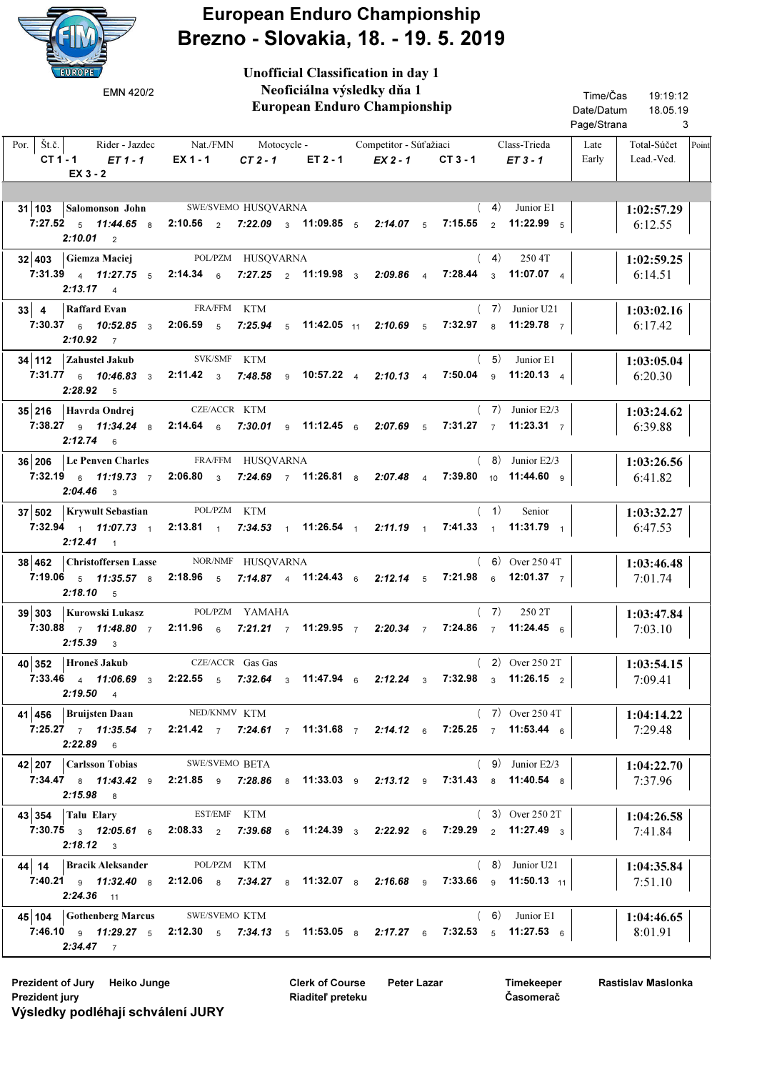# European Enduro Championship
## Brezno - Slovakia, 18. - 19. 5. 2019

EMN 420/2

**Unofficial Classification in day 1**
**Neoficiálna výsledky dňa 1**
**European Enduro Championship**

Time/Čas 19:19:12
Date/Datum 18.05.19
Page/Strana 3

| Por. | Št.č. | Rider - Jazdec | Nat./FMN | Motocycle - | Competitor - Súťažiaci | | Class-Trieda | Late Early | Total-Súčet Lead.-Ved. | Point |
|---|---|---|---|---|---|---|---|---|---|---|
| | CT 1 - 1 | ET 1 - 1 | EX 1 - 1 | CT 2 - 1 | ET 2 - 1 | EX 2 - 1 | CT 3 - 1 | ET 3 - 1 | | |
| | EX 3 - 2 | | | | | | | | | |
| 31 | 103 | Salomonson John | SWE/SVEMO | HUSQVARNA | | (4) | Junior E1 | | 1:02:57.29 / 6:12.55 | |
| | 7:27.52 5 | 11:44.65 8 | 2:10.56 2 | 7:22.09 3 | 11:09.85 5 | 2:14.07 5 | 7:15.55 2 | 11:22.99 5 | | |
| | 2:10.01 2 | | | | | | | | | |
| 32 | 403 | Giemza Maciej | POL/PZM | HUSQVARNA | | (4) | 250 4T | | 1:02:59.25 / 6:14.51 | |
| | 7:31.39 4 | 11:27.75 5 | 2:14.34 6 | 7:27.25 2 | 11:19.98 3 | 2:09.86 4 | 7:28.44 3 | 11:07.07 4 | | |
| | 2:13.17 4 | | | | | | | | | |
| 33 | 4 | Raffard Evan | FRA/FFM | KTM | | (7) | Junior U21 | | 1:03:02.16 / 6:17.42 | |
| | 7:30.37 6 | 10:52.85 3 | 2:06.59 5 | 7:25.94 5 | 11:42.05 11 | 2:10.69 5 | 7:32.97 8 | 11:29.78 7 | | |
| | 2:10.92 7 | | | | | | | | | |
| 34 | 112 | Zahustel Jakub | SVK/SMF | KTM | | (5) | Junior E1 | | 1:03:05.04 / 6:20.30 | |
| | 7:31.77 6 | 10:46.83 3 | 2:11.42 3 | 7:48.58 9 | 10:57.22 4 | 2:10.13 4 | 7:50.04 9 | 11:20.13 4 | | |
| | 2:28.92 5 | | | | | | | | | |
| 35 | 216 | Havrda Ondrej | CZE/ACCR | KTM | | (7) | Junior E2/3 | | 1:03:24.62 / 6:39.88 | |
| | 7:38.27 9 | 11:34.24 8 | 2:14.64 6 | 7:30.01 9 | 11:12.45 6 | 2:07.69 5 | 7:31.27 7 | 11:23.31 7 | | |
| | 2:12.74 6 | | | | | | | | | |
| 36 | 206 | Le Penven Charles | FRA/FFM | HUSQVARNA | | (8) | Junior E2/3 | | 1:03:26.56 / 6:41.82 | |
| | 7:32.19 6 | 11:19.73 7 | 2:06.80 3 | 7:24.69 7 | 11:26.81 8 | 2:07.48 4 | 7:39.80 10 | 11:44.60 9 | | |
| | 2:04.46 3 | | | | | | | | | |
| 37 | 502 | Krywult Sebastian | POL/PZM | KTM | | (1) | Senior | | 1:03:32.27 / 6:47.53 | |
| | 7:32.94 1 | 11:07.73 1 | 2:13.81 1 | 7:34.53 1 | 11:26.54 1 | 2:11.19 1 | 7:41.33 1 | 11:31.79 1 | | |
| | 2:12.41 1 | | | | | | | | | |
| 38 | 462 | Christoffersen Lasse | NOR/NMF | HUSQVARNA | | (6) | Over 250 4T | | 1:03:46.48 / 7:01.74 | |
| | 7:19.06 5 | 11:35.57 8 | 2:18.96 5 | 7:14.87 4 | 11:24.43 6 | 2:12.14 5 | 7:21.98 6 | 12:01.37 7 | | |
| | 2:18.10 5 | | | | | | | | | |
| 39 | 303 | Kurowski Lukasz | POL/PZM | YAMAHA | | (7) | 250 2T | | 1:03:47.84 / 7:03.10 | |
| | 7:30.88 7 | 11:48.80 7 | 2:11.96 6 | 7:21.21 7 | 11:29.95 7 | 2:20.34 7 | 7:24.86 7 | 11:24.45 6 | | |
| | 2:15.39 3 | | | | | | | | | |
| 40 | 352 | Hroneš Jakub | CZE/ACCR | Gas Gas | | (2) | Over 250 2T | | 1:03:54.15 / 7:09.41 | |
| | 7:33.46 4 | 11:06.69 3 | 2:22.55 5 | 7:32.64 3 | 11:47.94 6 | 2:12.24 3 | 7:32.98 3 | 11:26.15 2 | | |
| | 2:19.50 4 | | | | | | | | | |
| 41 | 456 | Bruijsten Daan | NED/KNMV | KTM | | (7) | Over 250 4T | | 1:04:14.22 / 7:29.48 | |
| | 7:25.27 7 | 11:35.54 7 | 2:21.42 7 | 7:24.61 7 | 11:31.68 7 | 2:14.12 6 | 7:25.25 7 | 11:53.44 6 | | |
| | 2:22.89 6 | | | | | | | | | |
| 42 | 207 | Carlsson Tobias | SWE/SVEMO | BETA | | (9) | Junior E2/3 | | 1:04:22.70 / 7:37.96 | |
| | 7:34.47 8 | 11:43.42 9 | 2:21.85 9 | 7:28.86 8 | 11:33.03 9 | 2:13.12 9 | 7:31.43 8 | 11:40.54 8 | | |
| | 2:15.98 8 | | | | | | | | | |
| 43 | 354 | Talu Elary | EST/EMF | KTM | | (3) | Over 250 2T | | 1:04:26.58 / 7:41.84 | |
| | 7:30.75 3 | 12:05.61 6 | 2:08.33 2 | 7:39.68 6 | 11:24.39 3 | 2:22.92 6 | 7:29.29 2 | 11:27.49 3 | | |
| | 2:18.12 3 | | | | | | | | | |
| 44 | 14 | Bracik Aleksander | POL/PZM | KTM | | (8) | Junior U21 | | 1:04:35.84 / 7:51.10 | |
| | 7:40.21 9 | 11:32.40 8 | 2:12.06 8 | 7:34.27 8 | 11:32.07 8 | 2:16.68 9 | 7:33.66 9 | 11:50.13 11 | | |
| | 2:24.36 11 | | | | | | | | | |
| 45 | 104 | Gothenberg Marcus | SWE/SVEMO | KTM | | (6) | Junior E1 | | 1:04:46.65 / 8:01.91 | |
| | 7:46.10 9 | 11:29.27 5 | 2:12.30 5 | 7:34.13 5 | 11:53.05 8 | 2:17.27 6 | 7:32.53 5 | 11:27.53 6 | | |
| | 2:34.47 7 | | | | | | | | | |

Prezident of Jury Heiko Junge
Prezident jury
**Výsledky podléhají schválení JURY**

Clerk of Course Peter Lazar
Riaditeľ preteku

Timekeeper Rastislav Maslonka
Časomerač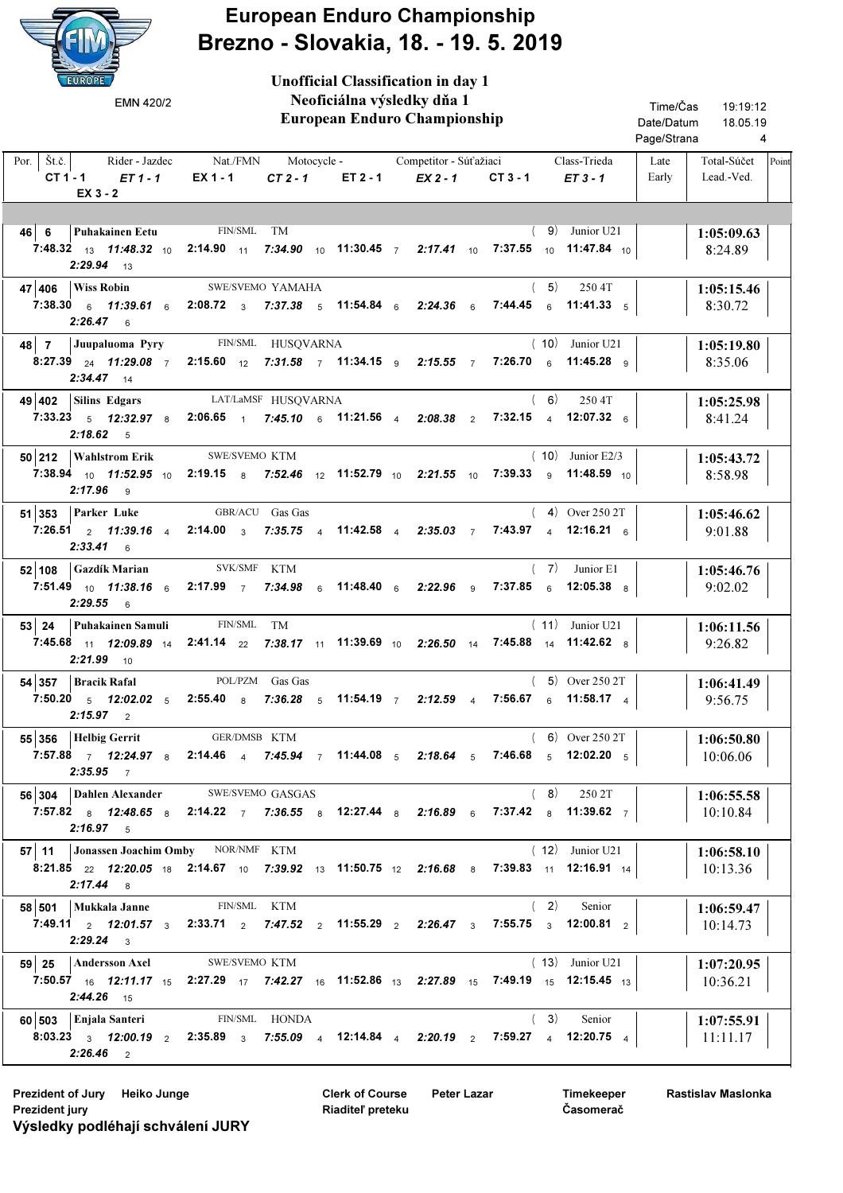# European Enduro Championship
## Brezno - Slovakia, 18. - 19. 5. 2019

EMN 420/2

**Unofficial Classification in day 1**
**Neoficiálna výsledky dňa 1**
**European Enduro Championship**

Time/Čas 19:19:12
Date/Datum 18.05.19

| Por. | Št.č. | Rider - Jazdec | Nat./FMN | Motocycle - | Competitor - Súťažiaci | | Class-Trieda | Late Early | Total-Súčet Lead.-Ved. | Point |
|---|---|---|---|---|---|---|---|---|---|---|
| | CT 1 - 1 | *ET 1 - 1* | EX 1 - 1 | *CT 2 - 1* | ET 2 - 1 | *EX 2 - 1* | CT 3 - 1 | *ET 3 - 1* | | |
| | *EX 3 - 2* | | | | | | | | | |
| 46 | 6 | Puhakainen Eetu | FIN/SML | TM | | ( 9) | Junior U21 | | 1:05:09.63 / 8:24.89 | |
| | 7:48.32 13 | *11:48.32* 10 | 2:14.90 11 | *7:34.90* 10 | 11:30.45 7 | *2:17.41* 10 | 7:37.55 10 | *11:47.84* 10 | | |
| | *2:29.94* 13 | | | | | | | | | |
| 47 | 406 | Wiss Robin | SWE/SVEMO | YAMAHA | | ( 5) | 250 4T | | 1:05:15.46 / 8:30.72 | |
| | 7:38.30 6 | *11:39.61* 6 | 2:08.72 3 | *7:37.38* 5 | 11:54.84 6 | *2:24.36* 6 | 7:44.45 6 | *11:41.33* 5 | | |
| | *2:26.47* 6 | | | | | | | | | |
| 48 | 7 | Juupaluoma Pyry | FIN/SML | HUSQVARNA | | ( 10) | Junior U21 | | 1:05:19.80 / 8:35.06 | |
| | 8:27.39 24 | *11:29.08* 7 | 2:15.60 12 | *7:31.58* 7 | 11:34.15 9 | *2:15.55* 7 | 7:26.70 6 | *11:45.28* 9 | | |
| | *2:34.47* 14 | | | | | | | | | |
| 49 | 402 | Silins Edgars | LAT/LaMSF | HUSQVARNA | | ( 6) | 250 4T | | 1:05:25.98 / 8:41.24 | |
| | 7:33.23 5 | *12:32.97* 8 | 2:06.65 1 | *7:45.10* 6 | 11:21.56 4 | *2:08.38* 2 | 7:32.15 4 | *12:07.32* 6 | | |
| | *2:18.62* 5 | | | | | | | | | |
| 50 | 212 | Wahlstrom Erik | SWE/SVEMO | KTM | | ( 10) | Junior E2/3 | | 1:05:43.72 / 8:58.98 | |
| | 7:38.94 10 | *11:52.95* 10 | 2:19.15 8 | *7:52.46* 12 | 11:52.79 10 | *2:21.55* 10 | 7:39.33 9 | *11:48.59* 10 | | |
| | *2:17.96* 9 | | | | | | | | | |
| 51 | 353 | Parker Luke | GBR/ACU | Gas Gas | | ( 4) | Over 250 2T | | 1:05:46.62 / 9:01.88 | |
| | 7:26.51 2 | *11:39.16* 4 | 2:14.00 3 | *7:35.75* 4 | 11:42.58 4 | *2:35.03* 7 | 7:43.97 4 | *12:16.21* 6 | | |
| | *2:33.41* 6 | | | | | | | | | |
| 52 | 108 | Gazdík Marian | SVK/SMF | KTM | | ( 7) | Junior E1 | | 1:05:46.76 / 9:02.02 | |
| | 7:51.49 10 | *11:38.16* 6 | 2:17.99 7 | *7:34.98* 6 | 11:48.40 6 | *2:22.96* 9 | 7:37.85 6 | *12:05.38* 8 | | |
| | *2:29.55* 6 | | | | | | | | | |
| 53 | 24 | Puhakainen Samuli | FIN/SML | TM | | ( 11) | Junior U21 | | 1:06:11.56 / 9:26.82 | |
| | 7:45.68 11 | *12:09.89* 14 | 2:41.14 22 | *7:38.17* 11 | 11:39.69 10 | *2:26.50* 14 | 7:45.88 14 | *11:42.62* 8 | | |
| | *2:21.99* 10 | | | | | | | | | |
| 54 | 357 | Bracik Rafal | POL/PZM | Gas Gas | | ( 5) | Over 250 2T | | 1:06:41.49 / 9:56.75 | |
| | 7:50.20 5 | *12:02.02* 5 | 2:55.40 8 | *7:36.28* 5 | 11:54.19 7 | *2:12.59* 4 | 7:56.67 6 | *11:58.17* 4 | | |
| | *2:15.97* 2 | | | | | | | | | |
| 55 | 356 | Helbig Gerrit | GER/DMSB | KTM | | ( 6) | Over 250 2T | | 1:06:50.80 / 10:06.06 | |
| | 7:57.88 7 | *12:24.97* 8 | 2:14.46 4 | *7:45.94* 7 | 11:44.08 5 | *2:18.64* 5 | 7:46.68 5 | *12:02.20* 5 | | |
| | *2:35.95* 7 | | | | | | | | | |
| 56 | 304 | Dahlen Alexander | SWE/SVEMO | GASGAS | | ( 8) | 250 2T | | 1:06:55.58 / 10:10.84 | |
| | 7:57.82 8 | *12:48.65* 8 | 2:14.22 7 | *7:36.55* 8 | 12:27.44 8 | *2:16.89* 6 | 7:37.42 8 | *11:39.62* 7 | | |
| | *2:16.97* 5 | | | | | | | | | |
| 57 | 11 | Jonassen Joachim Omby | NOR/NMF | KTM | | ( 12) | Junior U21 | | 1:06:58.10 / 10:13.36 | |
| | 8:21.85 22 | *12:20.05* 18 | 2:14.67 10 | *7:39.92* 13 | 11:50.75 12 | *2:16.68* 8 | 7:39.83 11 | *12:16.91* 14 | | |
| | *2:17.44* 8 | | | | | | | | | |
| 58 | 501 | Mukkala Janne | FIN/SML | KTM | | ( 2) | Senior | | 1:06:59.47 / 10:14.73 | |
| | 7:49.11 2 | *12:01.57* 3 | 2:33.71 2 | *7:47.52* 2 | 11:55.29 2 | *2:26.47* 3 | 7:55.75 3 | *12:00.81* 2 | | |
| | *2:29.24* 3 | | | | | | | | | |
| 59 | 25 | Andersson Axel | SWE/SVEMO | KTM | | ( 13) | Junior U21 | | 1:07:20.95 / 10:36.21 | |
| | 7:50.57 16 | *12:11.17* 15 | 2:27.29 17 | *7:42.27* 16 | 11:52.86 13 | *2:27.89* 15 | 7:49.19 15 | *12:15.45* 13 | | |
| | *2:44.26* 15 | | | | | | | | | |
| 60 | 503 | Enjala Santeri | FIN/SML | HONDA | | ( 3) | Senior | | 1:07:55.91 / 11:11.17 | |
| | 8:03.23 3 | *12:00.19* 2 | 2:35.89 3 | *7:55.09* 4 | 12:14.84 4 | *2:20.19* 2 | 7:59.27 4 | *12:20.75* 4 | | |
| | *2:26.46* 2 | | | | | | | | | |

Prezident of Jury Heiko Junge
Prezident jury

Clerk of Course Peter Lazar
Riaditeľ preteku

Timekeeper Rastislav Maslonka
Časomerač

**Výsledky podlḯhajú schváleniu JURY**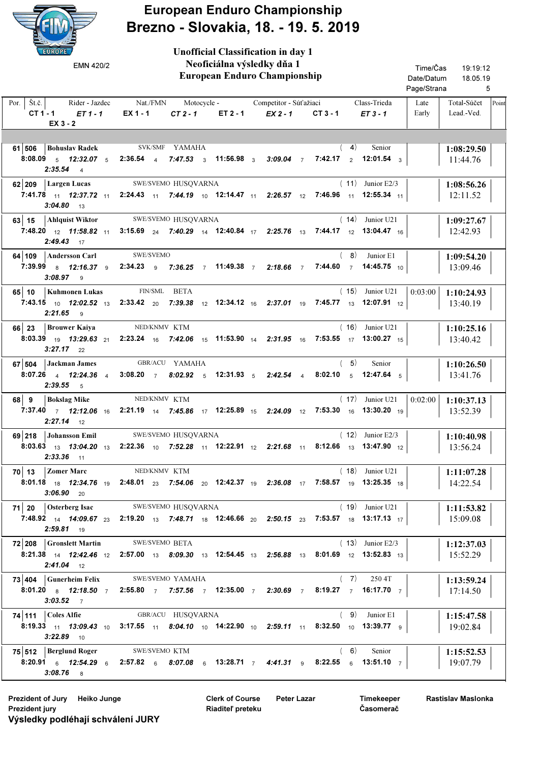# European Enduro Championship

## Brezno - Slovakia, 18. - 19. 5. 2019

EMN 420/2

**Unofficial Classification in day 1**
**Neoficiálna výsledky dňa 1**
**European Enduro Championship**

Time/Čas 19:19:12
Date/Datum 18.05.19
Page/Strana 5

| Por. | Št.č. | Rider - Jazdec | Nat./FMN | Motocycle - | Competitor - Súťažiaci | Class-Trieda | Late Early | Total-Súčet Lead.-Ved. | Point |
|---|---|---|---|---|---|---|---|---|---|
| | CT 1 - 1 / *ET 1 - 1* / EX 1 - 1 / *CT 2 - 1* / ET 2 - 1 / *EX 2 - 1* / CT 3 - 1 / *ET 3 - 1* / *EX 3 - 2* | | | | | | | | |
| 61 | 506 | Bohuslav Radek | SVK/SMF | YAMAHA | ( 4) | Senior | | 1:08:29.50 / 11:44.76 | |
| | 8:08.09 5 / *12:32.07* 5 / 2:36.54 4 / *7:47.53* 3 / 11:56.98 3 / *3:09.04* 7 / 7:42.17 2 / 12:01.54 3 / *2:35.54* 4 | | | | | | | | |
| 62 | 209 | Largen Lucas | SWE/SVEMO | HUSQVARNA | ( 11) | Junior E2/3 | | 1:08:56.26 / 12:11.52 | |
| | 7:41.78 11 / *12:37.72* 11 / 2:24.43 11 / *7:44.19* 10 / 12:14.47 11 / *2:26.57* 12 / 7:46.96 11 / 12:55.34 11 / *3:04.80* 13 | | | | | | | | |
| 63 | 15 | Ahlquist Wiktor | SWE/SVEMO | HUSQVARNA | ( 14) | Junior U21 | | 1:09:27.67 / 12:42.93 | |
| | 7:48.20 12 / *11:58.82* 11 / 3:15.69 24 / *7:40.29* 14 / 12:40.84 17 / *2:25.76* 13 / 7:44.17 12 / 13:04.47 16 / *2:49.43* 17 | | | | | | | | |
| 64 | 109 | Andersson Carl | SWE/SVEMO | | ( 8) | Junior E1 | | 1:09:54.20 / 13:09.46 | |
| | 7:39.99 8 / *12:16.37* 9 / 2:34.23 9 / *7:36.25* 7 / 11:49.38 7 / *2:18.66* 7 / 7:44.60 7 / 14:45.75 10 / *3:08.97* 9 | | | | | | | | |
| 65 | 10 | Kuhmonen Lukas | FIN/SML | BETA | ( 15) | Junior U21 | 0:03:00 | 1:10:24.93 / 13:40.19 | |
| | 7:43.15 10 / *12:02.52* 13 / 2:33.42 20 / *7:39.38* 12 / 12:34.12 16 / *2:37.01* 19 / 7:45.77 13 / 12:07.91 12 / *2:21.65* 9 | | | | | | | | |
| 66 | 23 | Brouwer Kaiya | NED/KNMV | KTM | ( 16) | Junior U21 | | 1:10:25.16 / 13:40.42 | |
| | 8:03.39 19 / *13:29.63* 21 / 2:23.24 16 / *7:42.06* 15 / 11:53.90 14 / *2:31.95* 16 / 7:53.55 17 / 13:00.27 15 / *3:27.17* 22 | | | | | | | | |
| 67 | 504 | Jackman James | GBR/ACU | YAMAHA | ( 5) | Senior | | 1:10:26.50 / 13:41.76 | |
| | 8:07.26 4 / *12:24.36* 4 / 3:08.20 7 / *8:02.92* 5 / 12:31.93 5 / *2:42.54* 4 / 8:02.10 5 / 12:47.64 5 / *2:39.55* 5 | | | | | | | | |
| 68 | 9 | Bokslag Mike | NED/KNMV | KTM | ( 17) | Junior U21 | 0:02:00 | 1:10:37.13 / 13:52.39 | |
| | 7:37.40 7 / *12:12.06* 16 / 2:21.19 14 / *7:45.86* 17 / 12:25.89 15 / *2:24.09* 12 / 7:53.30 16 / 13:30.20 19 / *2:27.14* 12 | | | | | | | | |
| 69 | 218 | Johansson Emil | SWE/SVEMO | HUSQVARNA | ( 12) | Junior E2/3 | | 1:10:40.98 / 13:56.24 | |
| | 8:03.63 13 / *13:04.20* 13 / 2:22.36 10 / *7:52.28* 11 / 12:22.91 12 / *2:21.68* 11 / 8:12.66 13 / 13:47.90 12 / *2:33.36* 11 | | | | | | | | |
| 70 | 13 | Zomer Marc | NED/KNMV | KTM | ( 18) | Junior U21 | | 1:11:07.28 / 14:22.54 | |
| | 8:01.18 18 / *12:34.76* 19 / 2:48.01 23 / *7:54.06* 20 / 12:42.37 19 / *2:36.08* 17 / 7:58.57 19 / 13:25.35 18 / *3:06.90* 20 | | | | | | | | |
| 71 | 20 | Osterberg Isac | SWE/SVEMO | HUSQVARNA | ( 19) | Junior U21 | | 1:11:53.82 / 15:09.08 | |
| | 7:48.92 14 / *14:09.67* 23 / 2:19.20 13 / *7:48.71* 18 / 12:46.66 20 / *2:50.15* 23 / 7:53.57 18 / 13:17.13 17 / *2:59.81* 19 | | | | | | | | |
| 72 | 208 | Gronslett Martin | SWE/SVEMO | BETA | ( 13) | Junior E2/3 | | 1:12:37.03 / 15:52.29 | |
| | 8:21.38 14 / *12:42.46* 12 / 2:57.00 13 / *8:09.30* 13 / 12:54.45 13 / *2:56.88* 13 / 8:01.69 12 / 13:52.83 13 / *2:41.04* 12 | | | | | | | | |
| 73 | 404 | Gunerheim Felix | SWE/SVEMO | YAMAHA | ( 7) | 250 4T | | 1:13:59.24 / 17:14.50 | |
| | 8:01.20 8 / *12:18.50* 7 / 2:55.80 7 / *7:57.56* 7 / 12:35.00 7 / *2:30.69* 7 / 8:19.27 7 / 16:17.70 7 / *3:03.52* 7 | | | | | | | | |
| 74 | 111 | Coles Alfie | GBR/ACU | HUSQVARNA | ( 9) | Junior E1 | | 1:15:47.58 / 19:02.84 | |
| | 8:19.33 11 / *13:09.43* 10 / 3:17.55 11 / *8:04.10* 10 / 14:22.90 10 / *2:59.11* 11 / 8:32.50 10 / 13:39.77 9 / *3:22.89* 10 | | | | | | | | |
| 75 | 512 | Berglund Roger | SWE/SVEMO | KTM | ( 6) | Senior | | 1:15:52.53 / 19:07.79 | |
| | 8:20.91 6 / *12:54.29* 6 / 2:57.82 6 / *8:07.08* 6 / 13:28.71 7 / *4:41.31* 9 / 8:22.55 6 / 13:51.10 7 / *3:08.76* 8 | | | | | | | | |

Prezident of Jury / Prezident jury: Heiko Junge
Clerk of Course / Riaditeľ preteku: Peter Lazar
Timekeeper / Časomerač: Rastislav Maslonka

**Výsledky podléhají schválení JURY**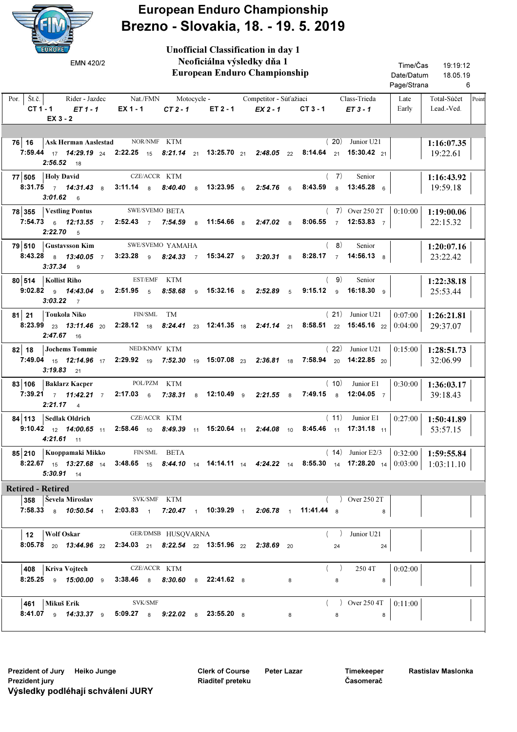# European Enduro Championship
## Brezno - Slovakia, 18. - 19. 5. 2019

EMN 420/2

**Unofficial Classification in day 1**
**Neoficiálna výsledky dňa 1**
**European Enduro Championship**

Time/Čas 19:19:12
Date/Datum 18.05.19

| Por. | Št.č. | Rider - Jazdec | Nat./FMN | Motocycle - | Competitor - Súťažiaci | Class-Trieda | Late Early | Total-Súčet Lead.-Ved. | Point |
|---|---|---|---|---|---|---|---|---|---|
| | CT 1 - 1 / ET 1 - 1 / EX 1 - 1 / CT 2 - 1 / ET 2 - 1 / EX 2 - 1 / CT 3 - 1 / ET 3 - 1 / EX 3 - 2 | | | | | | | | |
| 76 | 16 | Ask Herman Aaslestad | NOR/NMF | KTM | (20) | Junior U21 | | 1:16:07.35 / 19:22.61 | |
| | 7:59.44 17 / 14:29.19 24 / 2:22.25 15 / 8:21.14 21 / 13:25.70 21 / 2:48.05 22 / 8:14.64 21 / 15:30.42 21 / 2:56.52 18 | | | | | | | | |
| 77 | 505 | Holy David | CZE/ACCR | KTM | (7) | Senior | | 1:16:43.92 / 19:59.18 | |
| | 8:31.75 7 / 14:31.43 8 / 3:11.14 8 / 8:40.40 8 / 13:23.95 6 / 2:54.76 6 / 8:43.59 8 / 13:45.28 6 / 3:01.62 6 | | | | | | | | |
| 78 | 355 | Vestling Pontus | SWE/SVEMO | BETA | (7) | Over 250 2T | 0:10:00 | 1:19:00.06 / 22:15.32 | |
| | 7:54.73 6 / 12:13.55 7 / 2:52.43 7 / 7:54.59 8 / 11:54.66 8 / 2:47.02 8 / 8:06.55 7 / 12:53.83 7 / 2:22.70 5 | | | | | | | | |
| 79 | 510 | Gustavsson Kim | SWE/SVEMO | YAMAHA | (8) | Senior | | 1:20:07.16 / 23:22.42 | |
| | 8:43.28 8 / 13:40.05 7 / 3:23.28 9 / 8:24.33 7 / 15:34.27 9 / 3:20.31 8 / 8:28.17 7 / 14:56.13 8 / 3:37.34 9 | | | | | | | | |
| 80 | 514 | Kollist Riho | EST/EMF | KTM | (9) | Senior | | 1:22:38.18 / 25:53.44 | |
| | 9:02.82 9 / 14:43.04 9 / 2:51.95 5 / 8:58.68 9 / 15:32.16 8 / 2:52.89 5 / 9:15.12 9 / 16:18.30 9 / 3:03.22 7 | | | | | | | | |
| 81 | 21 | Toukola Niko | FIN/SML | TM | (21) | Junior U21 | 0:07:00 / 0:04:00 | 1:26:21.81 / 29:37.07 | |
| | 8:23.99 23 / 13:11.46 20 / 2:28.12 18 / 8:24.41 23 / 12:41.35 18 / 2:41.14 21 / 8:58.51 22 / 15:45.16 22 / 2:47.67 16 | | | | | | | | |
| 82 | 18 | Jochems Tommie | NED/KNMV | KTM | (22) | Junior U21 | 0:15:00 | 1:28:51.73 / 32:06.99 | |
| | 7:49.04 15 / 12:14.96 17 / 2:29.92 19 / 7:52.30 19 / 15:07.08 23 / 2:36.81 18 / 7:58.94 20 / 14:22.85 20 / 3:19.83 21 | | | | | | | | |
| 83 | 106 | Baklarz Kacper | POL/PZM | KTM | (10) | Junior E1 | 0:30:00 | 1:36:03.17 / 39:18.43 | |
| | 7:39.21 7 / 11:42.21 7 / 2:17.03 6 / 7:38.31 8 / 12:10.49 9 / 2:21.55 8 / 7:49.15 8 / 12:04.05 7 / 2:21.17 4 | | | | | | | | |
| 84 | 113 | Sedlak Oldrich | CZE/ACCR | KTM | (11) | Junior E1 | 0:27:00 | 1:50:41.89 / 53:57.15 | |
| | 9:10.42 12 / 14:00.65 11 / 2:58.46 10 / 8:49.39 11 / 15:20.64 11 / 2:44.08 10 / 8:45.46 11 / 17:31.18 11 / 4:21.61 11 | | | | | | | | |
| 85 | 210 | Kuoppamaki Mikko | FIN/SML | BETA | (14) | Junior E2/3 | 0:32:00 / 0:03:00 | 1:59:55.84 / 1:03:11.10 | |
| | 8:22.67 15 / 13:27.68 14 / 3:48.65 15 / 8:44.10 14 / 14:14.11 14 / 4:24.22 14 / 8:55.30 14 / 17:28.20 14 / 5:30.91 14 | | | | | | | | |
| **Retired - Retired** | | | | | | | | | |
| | 358 | Ševela Miroslav | SVK/SMF | KTM | ( ) | Over 250 2T | | | |
| | 7:58.33 8 / 10:50.54 1 / 2:03.83 1 / 7:20.47 1 / 10:39.29 1 / 2:06.78 1 / 11:41.44 8 / 8 | | | | | | | | |
| | 12 | Wolf Oskar | GER/DMSB | HUSQVARNA | ( ) | Junior U21 | | | |
| | 8:05.78 20 / 13:44.96 22 / 2:34.03 21 / 8:22.54 22 / 13:51.96 22 / 2:38.69 20 / 24 / 24 | | | | | | | | |
| | 408 | Kriva Vojtech | CZE/ACCR | KTM | ( ) | 250 4T | 0:02:00 | | |
| | 8:25.25 9 / 15:00.00 9 / 3:38.46 8 / 8:30.60 8 / 22:41.62 8 / 8 / 8 / 8 | | | | | | | | |
| | 461 | Mikuš Erik | SVK/SMF | | ( ) | Over 250 4T | 0:11:00 | | |
| | 8:41.07 9 / 14:33.37 9 / 5:09.27 8 / 9:22.02 8 / 23:55.20 8 / 8 / 8 / 8 | | | | | | | | |

Prezident of Jury Heiko Junge
Prezident jury

Clerk of Course Peter Lazar
Riaditeľ preteku

Timekeeper Rastislav Maslonka
Časomerač

**Výsledky podľiehajú schváleni JURY**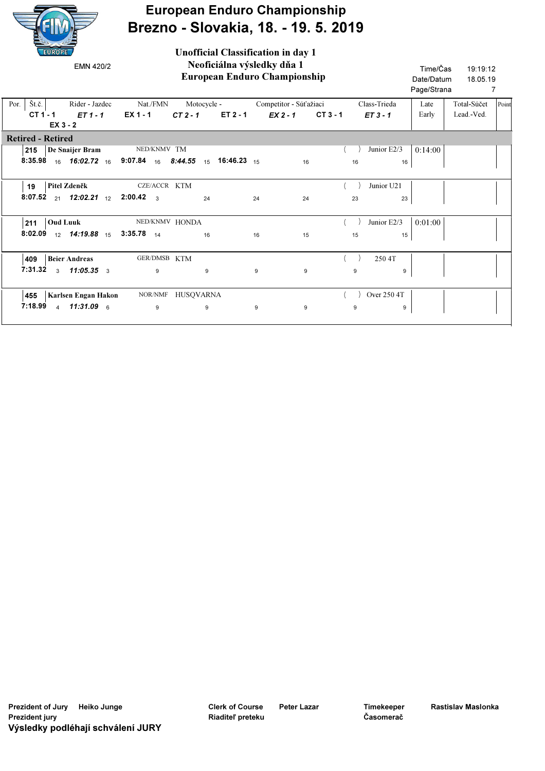# European Enduro Championship
# Brezno - Slovakia, 18. - 19. 5. 2019

EMN 420/2

**Unofficial Classification in day 1**
**Neoficiálna výsledky dňa 1**
**European Enduro Championship**

Time/Čas 19:19:12
Date/Datum 18.05.19
Page/Strana 7

| Por. | Št.č. | Rider - Jazdec | Nat./FMN | Motocycle - | Competitor - Súťažiaci | Class-Trieda | Late Early | Total-Súčet Lead.-Ved. | Point |
|---|---|---|---|---|---|---|---|---|---|
| | CT 1 - 1 | *ET 1 - 1* | EX 1 - 1 | *CT 2 - 1* | ET 2 - 1 | *EX 2 - 1* | CT 3 - 1 | *ET 3 - 1* | EX 3 - 2 |

**Retired - Retired**

| Št.č. | Rider | Nat./FMN | Motocycle | Competitor | Class | Late Early | Total | Point |
|---|---|---|---|---|---|---|---|---|
| 215 | De Snaijer Bram | NED/KNMV | TM | ( ) | Junior E2/3 | 0:14:00 | | |
| 19 | Pitel Zdeněk | CZE/ACCR | KTM | ( ) | Junior U21 | | | |
| 211 | Oud Luuk | NED/KNMV | HONDA | ( ) | Junior E2/3 | 0:01:00 | | |
| 409 | Beier Andreas | GER/DMSB | KTM | ( ) | 250 4T | | | |
| 455 | Karlsen Engan Hakon | NOR/NMF | HUSQVARNA | ( ) | Over 250 4T | | | |

| Št.č. | CT 1 - 1 | *ET 1 - 1* | EX 1 - 1 | *CT 2 - 1* | ET 2 - 1 | *EX 2 - 1* | CT 3 - 1 | *ET 3 - 1* |
|---|---|---|---|---|---|---|---|---|
| 215 | 8:35.98 16 | *16:02.72* 16 | 9:07.84 16 | *8:44.55* 15 | 16:46.23 15 | 16 | 16 | 16 |
| 19 | 8:07.52 21 | *12:02.21* 12 | 2:00.42 3 | 24 | 24 | 24 | 23 | 23 |
| 211 | 8:02.09 12 | *14:19.88* 15 | 3:35.78 14 | 16 | 16 | 15 | 15 | 15 |
| 409 | 7:31.32 3 | *11:05.35* 3 | 9 | 9 | 9 | 9 | 9 | 9 |
| 455 | 7:18.99 4 | *11:31.09* 6 | 9 | 9 | 9 | 9 | 9 | 9 |

**Prezident of Jury** Heiko Junge
**Prezident jury**
**Výsledky podléhají schválení JURY**

**Clerk of Course** Peter Lazar
**Riaditeľ preteku**

**Timekeeper** Rastislav Maslonka
**Časomerač**